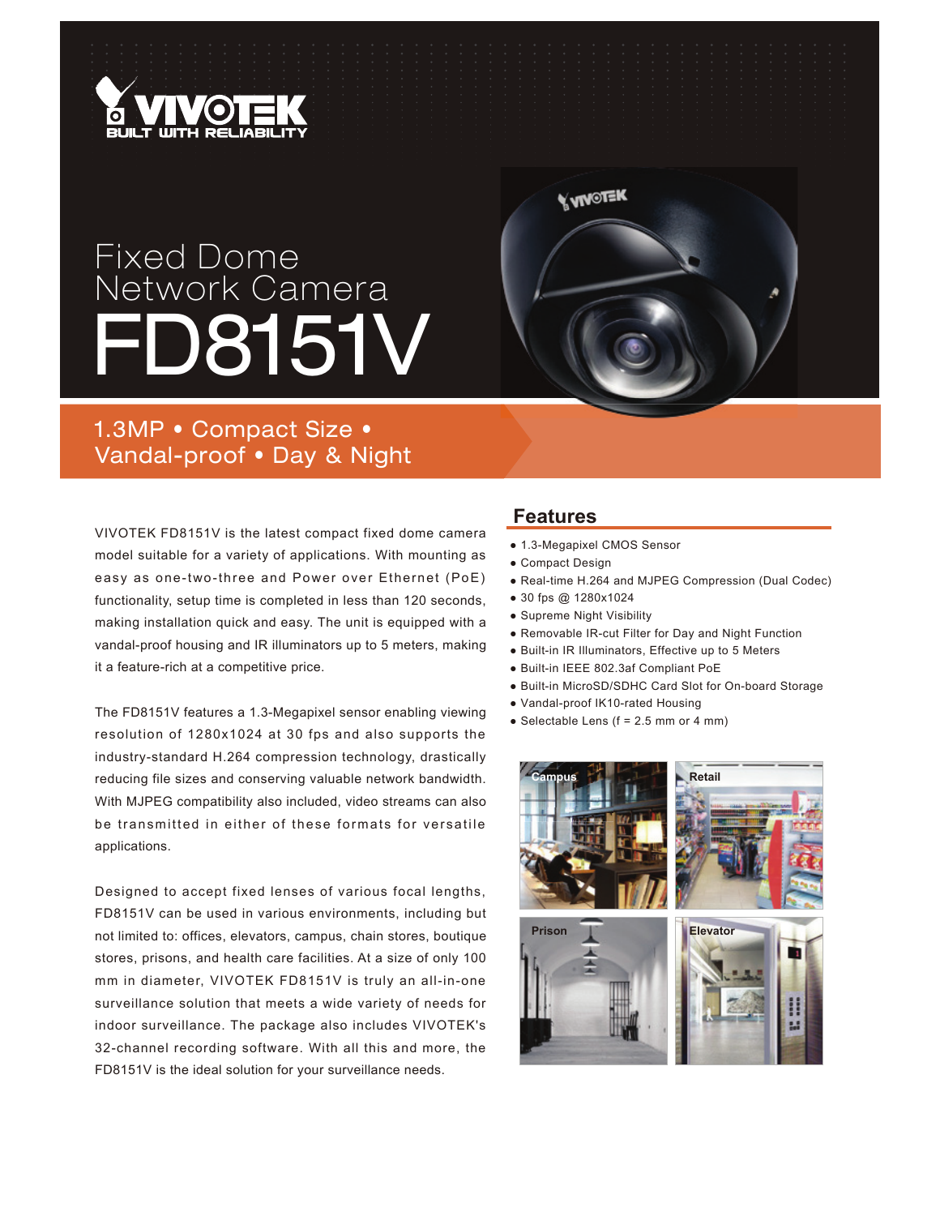# Fixed Dome Network Camera

# FD8151V

## 1.3MP • Compact Size • Vandal-proof • Day & Night

VIVOTEK FD8151V is the latest compact fixed dome camera model suitable for a variety of applications. With mounting as easy as one-two-three and Power over Ethernet (PoE) functionality, setup time is completed in less than 120 seconds, making installation quick and easy. The unit is equipped with a vandal-proof housing and IR illuminators up to 5 meters, making it a feature-rich at a competitive price.

The FD8151V features a 1.3-Megapixel sensor enabling viewing resolution of 1280x1024 at 30 fps and also supports the industry-standard H.264 compression technology, drastically reducing file sizes and conserving valuable network bandwidth. With MJPEG compatibility also included, video streams can also be transmitted in either of these formats for versatile applications.

Designed to accept fixed lenses of various focal lengths, FD8151V can be used in various environments, including but not limited to: offices, elevators, campus, chain stores, boutique stores, prisons, and health care facilities. At a size of only 100 mm in diameter, VIVOTEK FD8151V is truly an all-in-one surveillance solution that meets a wide variety of needs for indoor surveillance. The package also includes VIVOTEK's 32-channel recording software. With all this and more, the FD8151V is the ideal solution for your surveillance needs.

## Features

- 1.3-Megapixel CMOS Sensor
- Compact Design
- Real-time H.264 and MJPEG Compression (Dual Codec)
- 30 fps @ 1280x1024
- Supreme Night Visibility
- Removable IR-cut Filter for Day and Night Function
- Built-in IR Illuminators, Effective up to 5 Meters
- Built-in IEEE 802.3af Compliant PoE
- Built-in MicroSD/SDHC Card Slot for On-board Storage
- Vandal-proof IK10-rated Housing
- Selectable Lens (f = 2.5 mm or 4 mm)

Campus

Retail

Prison

Elevator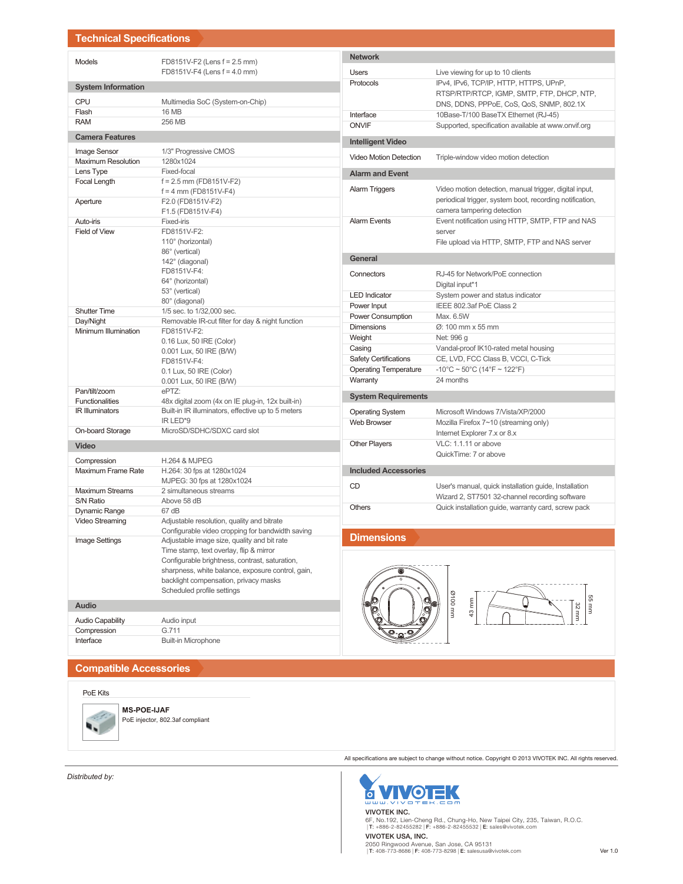# Technical Specifications

| | |
|---|---|
| Models | FD8151V-F2 (Lens f = 2.5 mm)<br>FD8151V-F4 (Lens f = 4.0 mm) |
| **System Information** | |
| CPU | Multimedia SoC (System-on-Chip) |
| Flash | 16 MB |
| RAM | 256 MB |
| **Camera Features** | |
| Image Sensor | 1/3" Progressive CMOS |
| Maximum Resolution | 1280x1024 |
| Lens Type | Fixed-focal |
| Focal Length | f = 2.5 mm (FD8151V-F2)<br>f = 4 mm (FD8151V-F4) |
| Aperture | F2.0 (FD8151V-F2)<br>F1.5 (FD8151V-F4) |
| Auto-iris | Fixed-iris |
| Field of View | FD8151V-F2:<br>110° (horizontal)<br>86° (vertical)<br>142° (diagonal)<br>FD8151V-F4:<br>64° (horizontal)<br>53° (vertical)<br>80° (diagonal) |
| Shutter Time | 1/5 sec. to 1/32,000 sec. |
| Day/Night | Removable IR-cut filter for day & night function |
| Minimum Illumination | FD8151V-F2:<br>0.16 Lux, 50 IRE (Color)<br>0.001 Lux, 50 IRE (B/W)<br>FD8151V-F4:<br>0.1 Lux, 50 IRE (Color)<br>0.001 Lux, 50 IRE (B/W) |
| Pan/tilt/zoom Functionalities | ePTZ:<br>48x digital zoom (4x on IE plug-in, 12x built-in) |
| IR Illuminators | Built-in IR illuminators, effective up to 5 meters<br>IR LED*9 |
| On-board Storage | MicroSD/SDHC/SDXC card slot |
| **Video** | |
| Compression | H.264 & MJPEG |
| Maximum Frame Rate | H.264: 30 fps at 1280x1024<br>MJPEG: 30 fps at 1280x1024 |
| Maximum Streams | 2 simultaneous streams |
| S/N Ratio | Above 58 dB |
| Dynamic Range | 67 dB |
| Video Streaming | Adjustable resolution, quality and bitrate<br>Configurable video cropping for bandwidth saving |
| Image Settings | Adjustable image size, quality and bit rate<br>Time stamp, text overlay, flip & mirror<br>Configurable brightness, contrast, saturation, sharpness, white balance, exposure control, gain, backlight compensation, privacy masks<br>Scheduled profile settings |
| **Audio** | |
| Audio Capability | Audio input |
| Compression | G.711 |
| Interface | Built-in Microphone |
| **Network** | |
| Users | Live viewing for up to 10 clients |
| Protocols | IPv4, IPv6, TCP/IP, HTTP, HTTPS, UPnP, RTSP/RTP/RTCP, IGMP, SMTP, FTP, DHCP, NTP, DNS, DDNS, PPPoE, CoS, QoS, SNMP, 802.1X |
| Interface | 10Base-T/100 BaseTX Ethernet (RJ-45) |
| ONVIF | Supported, specification available at www.onvif.org |
| **Intelligent Video** | |
| Video Motion Detection | Triple-window video motion detection |
| **Alarm and Event** | |
| Alarm Triggers | Video motion detection, manual trigger, digital input, periodical trigger, system boot, recording notification, camera tampering detection |
| Alarm Events | Event notification using HTTP, SMTP, FTP and NAS server<br>File upload via HTTP, SMTP, FTP and NAS server |
| **General** | |
| Connectors | RJ-45 for Network/PoE connection<br>Digital input*1 |
| LED Indicator | System power and status indicator |
| Power Input | IEEE 802.3af PoE Class 2 |
| Power Consumption | Max. 6.5W |
| Dimensions | Ø: 100 mm x 55 mm |
| Weight | Net: 996 g |
| Casing | Vandal-proof IK10-rated metal housing |
| Safety Certifications | CE, LVD, FCC Class B, VCCI, C-Tick |
| Operating Temperature | -10°C ~ 50°C (14°F ~ 122°F) |
| Warranty | 24 months |
| **System Requirements** | |
| Operating System | Microsoft Windows 7/Vista/XP/2000 |
| Web Browser | Mozilla Firefox 7~10 (streaming only)<br>Internet Explorer 7.x or 8.x |
| Other Players | VLC: 1.1.11 or above<br>QuickTime: 7 or above |
| **Included Accessories** | |
| CD | User's manual, quick installation guide, Installation Wizard 2, ST7501 32-channel recording software |
| Others | Quick installation guide, warranty card, screw pack |

# Dimensions

Ø100 mm

43 mm

32 mm

55 mm

# Compatible Accessories

PoE Kits

**MS-POE-IJAF**
PoE injector, 802.3af compliant

All specifications are subject to change without notice. Copyright © 2013 VIVOTEK INC. All rights reserved.

*Distributed by:*

VIVOTEK
www.vivotek.com

VIVOTEK INC.
6F, No.192, Lien-Cheng Rd., Chung-Ho, New Taipei City, 235, Taiwan, R.O.C.
| T: +886-2-82455282 | F: +886-2-82455532 | E: sales@vivotek.com

VIVOTEK USA, INC.
2050 Ringwood Avenue, San Jose, CA 95131
| T: 408-773-8686 | F: 408-773-8298 | E: salesusa@vivotek.com

Ver 1.0